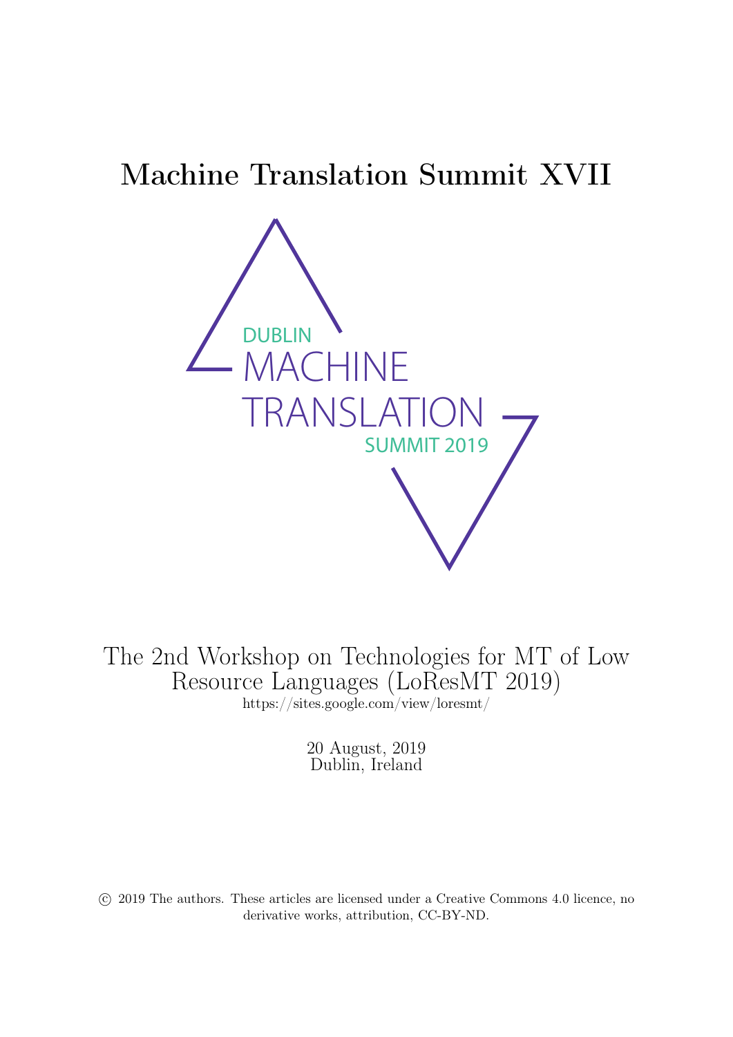# Machine Translation Summit XVII

DUBLIN
MACHINE
TRANSLATION
SUMMIT 2019

The 2nd Workshop on Technologies for MT of Low Resource Languages (LoResMT 2019)

https://sites.google.com/view/loresmt/

20 August, 2019
Dublin, Ireland

© 2019 The authors. These articles are licensed under a Creative Commons 4.0 licence, no derivative works, attribution, CC-BY-ND.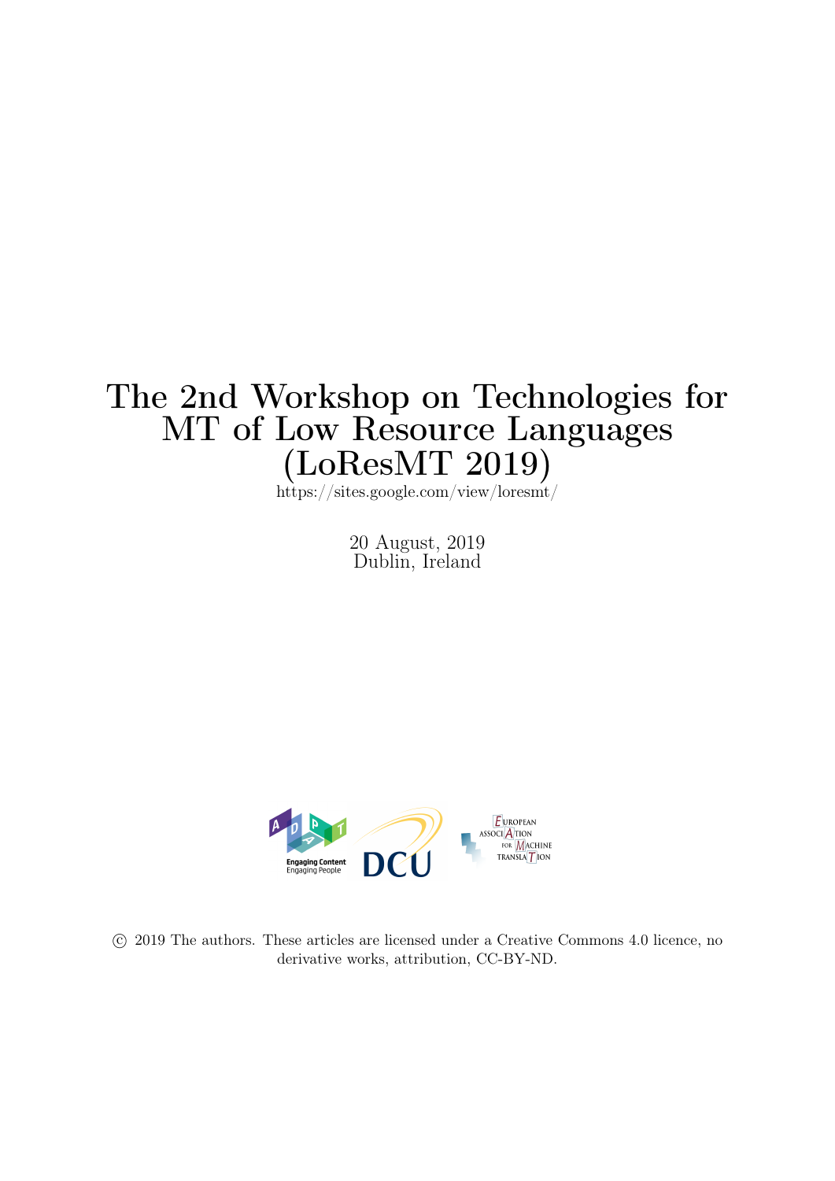# The 2nd Workshop on Technologies for MT of Low Resource Languages (LoResMT 2019)

https://sites.google.com/view/loresmt/

20 August, 2019
Dublin, Ireland

© 2019 The authors. These articles are licensed under a Creative Commons 4.0 licence, no derivative works, attribution, CC-BY-ND.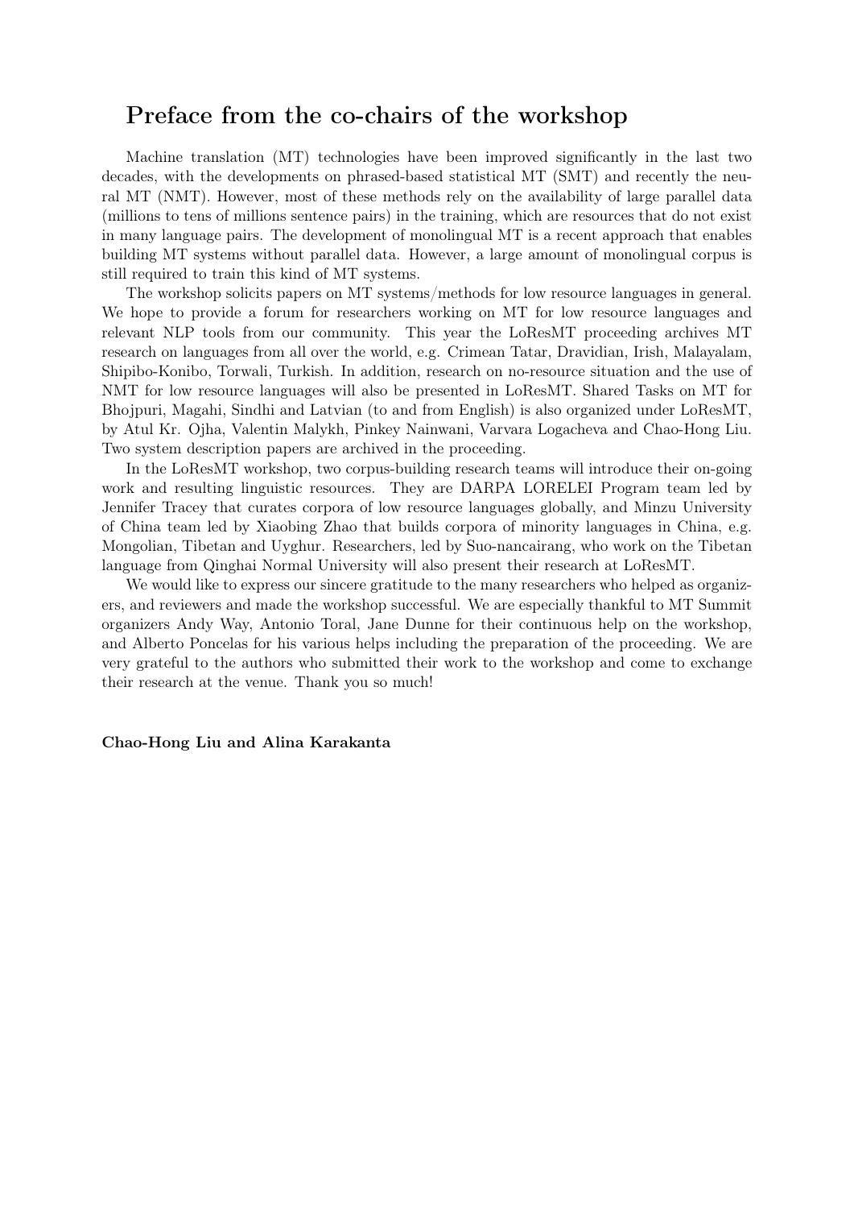# Preface from the co-chairs of the workshop

Machine translation (MT) technologies have been improved significantly in the last two decades, with the developments on phrased-based statistical MT (SMT) and recently the neural MT (NMT). However, most of these methods rely on the availability of large parallel data (millions to tens of millions sentence pairs) in the training, which are resources that do not exist in many language pairs. The development of monolingual MT is a recent approach that enables building MT systems without parallel data. However, a large amount of monolingual corpus is still required to train this kind of MT systems.

The workshop solicits papers on MT systems/methods for low resource languages in general. We hope to provide a forum for researchers working on MT for low resource languages and relevant NLP tools from our community. This year the LoResMT proceeding archives MT research on languages from all over the world, e.g. Crimean Tatar, Dravidian, Irish, Malayalam, Shipibo-Konibo, Torwali, Turkish. In addition, research on no-resource situation and the use of NMT for low resource languages will also be presented in LoResMT. Shared Tasks on MT for Bhojpuri, Magahi, Sindhi and Latvian (to and from English) is also organized under LoResMT, by Atul Kr. Ojha, Valentin Malykh, Pinkey Nainwani, Varvara Logacheva and Chao-Hong Liu. Two system description papers are archived in the proceeding.

In the LoResMT workshop, two corpus-building research teams will introduce their on-going work and resulting linguistic resources. They are DARPA LORELEI Program team led by Jennifer Tracey that curates corpora of low resource languages globally, and Minzu University of China team led by Xiaobing Zhao that builds corpora of minority languages in China, e.g. Mongolian, Tibetan and Uyghur. Researchers, led by Suo-nancairang, who work on the Tibetan language from Qinghai Normal University will also present their research at LoResMT.

We would like to express our sincere gratitude to the many researchers who helped as organizers, and reviewers and made the workshop successful. We are especially thankful to MT Summit organizers Andy Way, Antonio Toral, Jane Dunne for their continuous help on the workshop, and Alberto Poncelas for his various helps including the preparation of the proceeding. We are very grateful to the authors who submitted their work to the workshop and come to exchange their research at the venue. Thank you so much!

**Chao-Hong Liu and Alina Karakanta**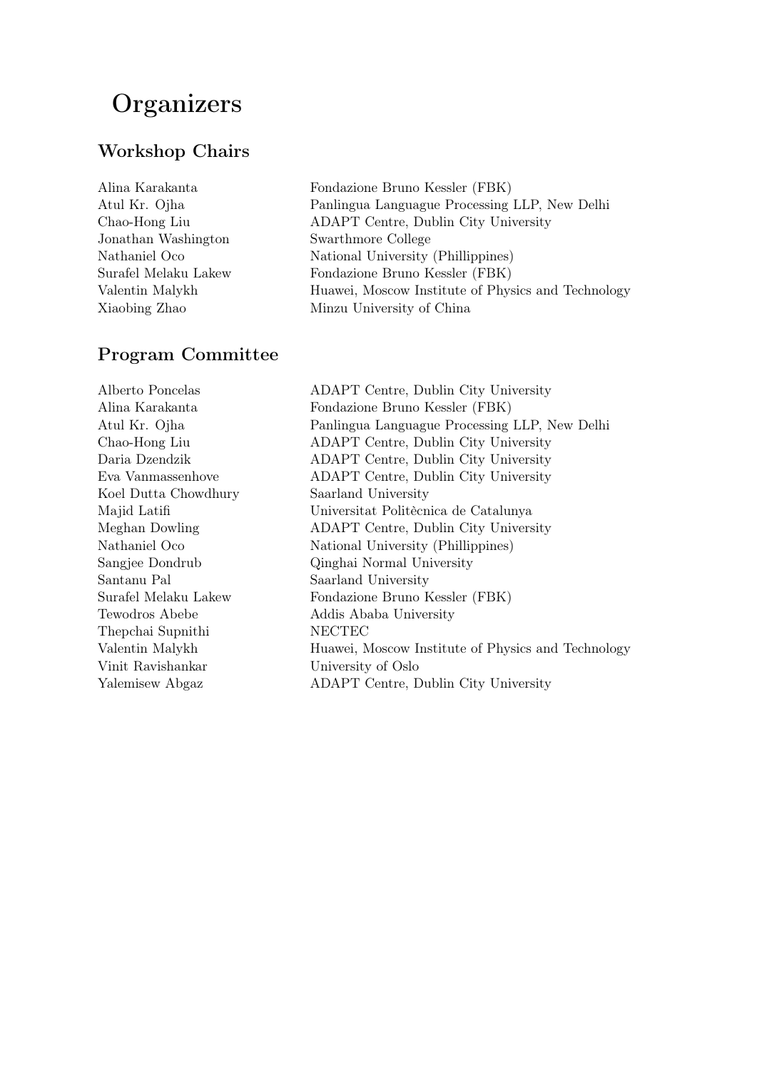# Organizers

## Workshop Chairs

| | |
|---|---|
| Alina Karakanta | Fondazione Bruno Kessler (FBK) |
| Atul Kr. Ojha | Panlingua Languague Processing LLP, New Delhi |
| Chao-Hong Liu | ADAPT Centre, Dublin City University |
| Jonathan Washington | Swarthmore College |
| Nathaniel Oco | National University (Phillippines) |
| Surafel Melaku Lakew | Fondazione Bruno Kessler (FBK) |
| Valentin Malykh | Huawei, Moscow Institute of Physics and Technology |
| Xiaobing Zhao | Minzu University of China |

## Program Committee

| | |
|---|---|
| Alberto Poncelas | ADAPT Centre, Dublin City University |
| Alina Karakanta | Fondazione Bruno Kessler (FBK) |
| Atul Kr. Ojha | Panlingua Languague Processing LLP, New Delhi |
| Chao-Hong Liu | ADAPT Centre, Dublin City University |
| Daria Dzendzik | ADAPT Centre, Dublin City University |
| Eva Vanmassenhove | ADAPT Centre, Dublin City University |
| Koel Dutta Chowdhury | Saarland University |
| Majid Latifi | Universitat Politècnica de Catalunya |
| Meghan Dowling | ADAPT Centre, Dublin City University |
| Nathaniel Oco | National University (Phillippines) |
| Sangjee Dondrub | Qinghai Normal University |
| Santanu Pal | Saarland University |
| Surafel Melaku Lakew | Fondazione Bruno Kessler (FBK) |
| Tewodros Abebe | Addis Ababa University |
| Thepchai Supnithi | NECTEC |
| Valentin Malykh | Huawei, Moscow Institute of Physics and Technology |
| Vinit Ravishankar | University of Oslo |
| Yalemisew Abgaz | ADAPT Centre, Dublin City University |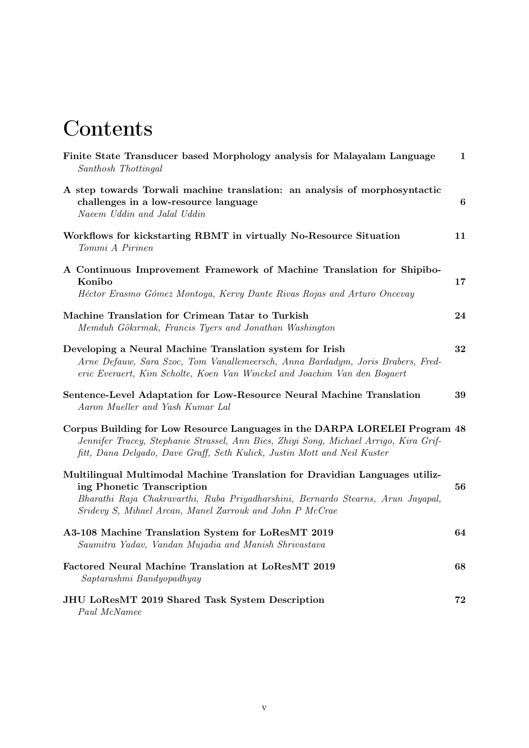# Contents

**Finite State Transducer based Morphology analysis for Malayalam Language** **1**
*Santhosh Thottingal*

**A step towards Torwali machine translation: an analysis of morphosyntactic challenges in a low-resource language** **6**
*Naeem Uddin and Jalal Uddin*

**Workflows for kickstarting RBMT in virtually No-Resource Situation** **11**
*Tommi A Pirinen*

**A Continuous Improvement Framework of Machine Translation for Shipibo-Konibo** **17**
*Héctor Erasmo Gómez Montoya, Kervy Dante Rivas Rojas and Arturo Oncevay*

**Machine Translation for Crimean Tatar to Turkish** **24**
*Memduh Gökırmak, Francis Tyers and Jonathan Washington*

**Developing a Neural Machine Translation system for Irish** **32**
*Arne Defauw, Sara Szoc, Tom Vanallemeersch, Anna Bardadym, Joris Brabers, Frederic Everaert, Kim Scholte, Koen Van Winckel and Joachim Van den Bogaert*

**Sentence-Level Adaptation for Low-Resource Neural Machine Translation** **39**
*Aaron Mueller and Yash Kumar Lal*

**Corpus Building for Low Resource Languages in the DARPA LORELEI Program** **48**
*Jennifer Tracey, Stephanie Strassel, Ann Bies, Zhiyi Song, Michael Arrigo, Kira Griffitt, Dana Delgado, Dave Graff, Seth Kulick, Justin Mott and Neil Kuster*

**Multilingual Multimodal Machine Translation for Dravidian Languages utilizing Phonetic Transcription** **56**
*Bharathi Raja Chakravarthi, Ruba Priyadharshini, Bernardo Stearns, Arun Jayapal, Sridevy S, Mihael Arcan, Manel Zarrouk and John P McCrae*

**A3-108 Machine Translation System for LoResMT 2019** **64**
*Saumitra Yadav, Vandan Mujadia and Manish Shrivastava*

**Factored Neural Machine Translation at LoResMT 2019** **68**
*Saptarashmi Bandyopadhyay*

**JHU LoResMT 2019 Shared Task System Description** **72**
*Paul McNamee*